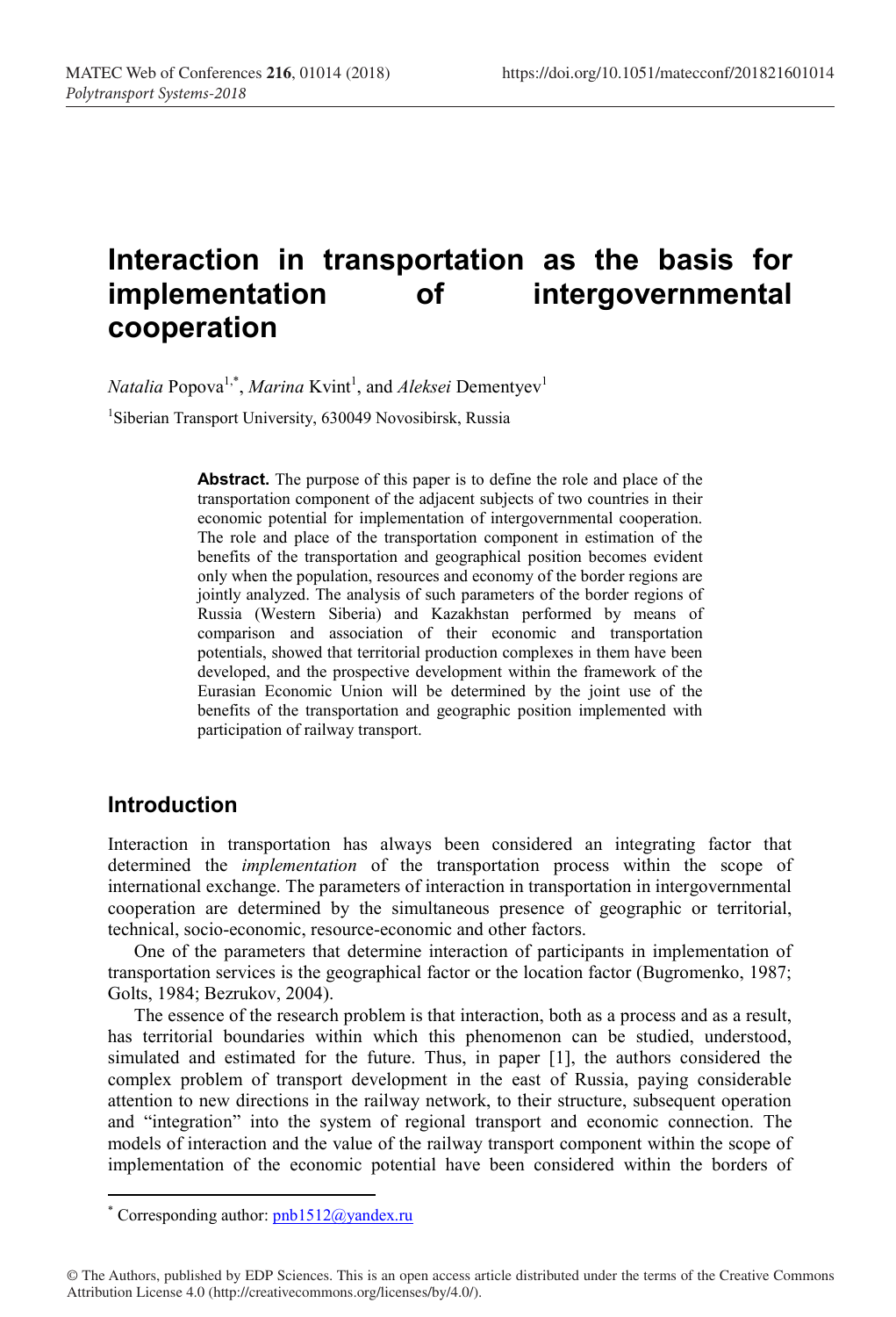# Interaction in transportation as the basis for implementation of intergovernmental cooperation

*Natalia* Popova[1,*], *Marina* Kvint[1], and *Aleksei* Dementyev[1]

[1]Siberian Transport University, 630049 Novosibirsk, Russia

**Abstract.** The purpose of this paper is to define the role and place of the transportation component of the adjacent subjects of two countries in their economic potential for implementation of intergovernmental cooperation. The role and place of the transportation component in estimation of the benefits of the transportation and geographical position becomes evident only when the population, resources and economy of the border regions are jointly analyzed. The analysis of such parameters of the border regions of Russia (Western Siberia) and Kazakhstan performed by means of comparison and association of their economic and transportation potentials, showed that territorial production complexes in them have been developed, and the prospective development within the framework of the Eurasian Economic Union will be determined by the joint use of the benefits of the transportation and geographic position implemented with participation of railway transport.

## Introduction

Interaction in transportation has always been considered an integrating factor that determined the *implementation* of the transportation process within the scope of international exchange. The parameters of interaction in transportation in intergovernmental cooperation are determined by the simultaneous presence of geographic or territorial, technical, socio-economic, resource-economic and other factors.

One of the parameters that determine interaction of participants in implementation of transportation services is the geographical factor or the location factor (Bugromenko, 1987; Golts, 1984; Bezrukov, 2004).

The essence of the research problem is that interaction, both as a process and as a result, has territorial boundaries within which this phenomenon can be studied, understood, simulated and estimated for the future. Thus, in paper [1], the authors considered the complex problem of transport development in the east of Russia, paying considerable attention to new directions in the railway network, to their structure, subsequent operation and "integration" into the system of regional transport and economic connection. The models of interaction and the value of the railway transport component within the scope of implementation of the economic potential have been considered within the borders of

* Corresponding author: pnb1512@yandex.ru

© The Authors, published by EDP Sciences. This is an open access article distributed under the terms of the Creative Commons Attribution License 4.0 (http://creativecommons.org/licenses/by/4.0/).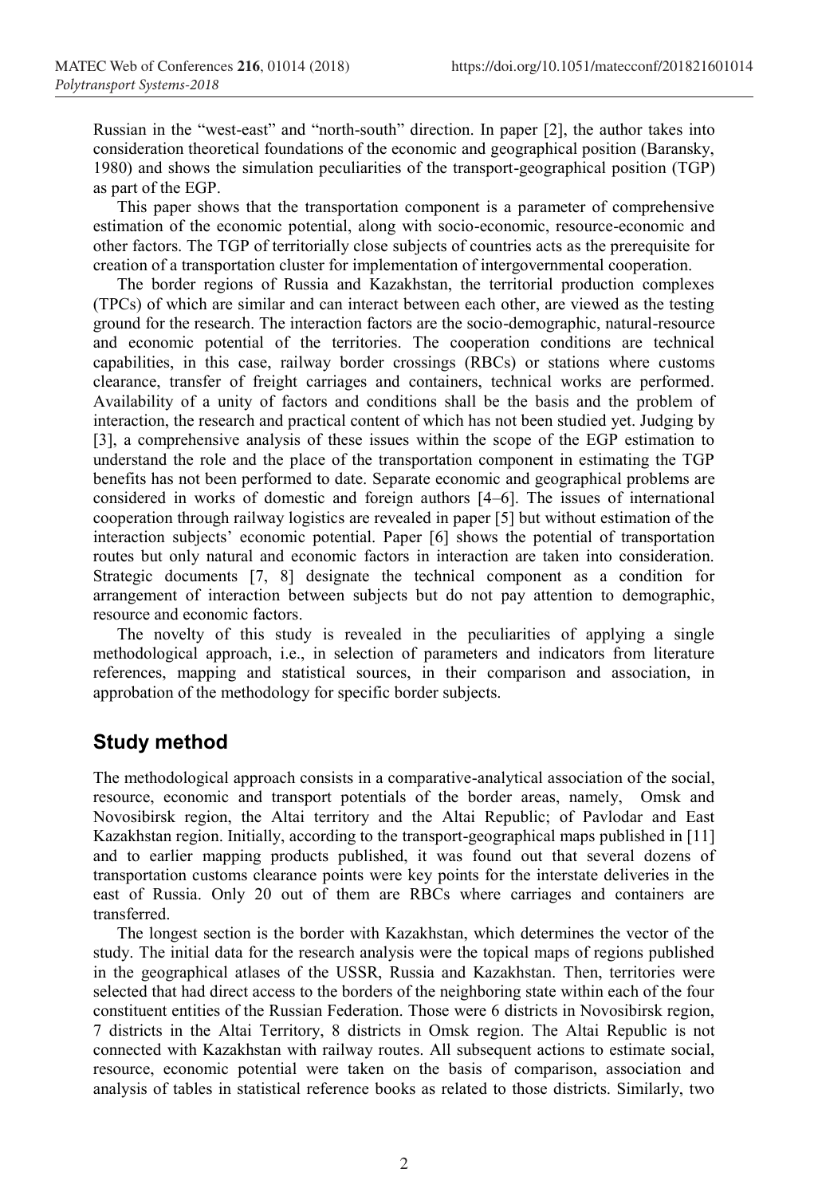Russian in the "west-east" and "north-south" direction. In paper [2], the author takes into consideration theoretical foundations of the economic and geographical position (Baransky, 1980) and shows the simulation peculiarities of the transport-geographical position (TGP) as part of the EGP.

This paper shows that the transportation component is a parameter of comprehensive estimation of the economic potential, along with socio-economic, resource-economic and other factors. The TGP of territorially close subjects of countries acts as the prerequisite for creation of a transportation cluster for implementation of intergovernmental cooperation.

The border regions of Russia and Kazakhstan, the territorial production complexes (TPCs) of which are similar and can interact between each other, are viewed as the testing ground for the research. The interaction factors are the socio-demographic, natural-resource and economic potential of the territories. The cooperation conditions are technical capabilities, in this case, railway border crossings (RBCs) or stations where customs clearance, transfer of freight carriages and containers, technical works are performed. Availability of a unity of factors and conditions shall be the basis and the problem of interaction, the research and practical content of which has not been studied yet. Judging by [3], a comprehensive analysis of these issues within the scope of the EGP estimation to understand the role and the place of the transportation component in estimating the TGP benefits has not been performed to date. Separate economic and geographical problems are considered in works of domestic and foreign authors [4–6]. The issues of international cooperation through railway logistics are revealed in paper [5] but without estimation of the interaction subjects' economic potential. Paper [6] shows the potential of transportation routes but only natural and economic factors in interaction are taken into consideration. Strategic documents [7, 8] designate the technical component as a condition for arrangement of interaction between subjects but do not pay attention to demographic, resource and economic factors.

The novelty of this study is revealed in the peculiarities of applying a single methodological approach, i.e., in selection of parameters and indicators from literature references, mapping and statistical sources, in their comparison and association, in approbation of the methodology for specific border subjects.

## Study method

The methodological approach consists in a comparative-analytical association of the social, resource, economic and transport potentials of the border areas, namely, Omsk and Novosibirsk region, the Altai territory and the Altai Republic; of Pavlodar and East Kazakhstan region. Initially, according to the transport-geographical maps published in [11] and to earlier mapping products published, it was found out that several dozens of transportation customs clearance points were key points for the interstate deliveries in the east of Russia. Only 20 out of them are RBCs where carriages and containers are transferred.

The longest section is the border with Kazakhstan, which determines the vector of the study. The initial data for the research analysis were the topical maps of regions published in the geographical atlases of the USSR, Russia and Kazakhstan. Then, territories were selected that had direct access to the borders of the neighboring state within each of the four constituent entities of the Russian Federation. Those were 6 districts in Novosibirsk region, 7 districts in the Altai Territory, 8 districts in Omsk region. The Altai Republic is not connected with Kazakhstan with railway routes. All subsequent actions to estimate social, resource, economic potential were taken on the basis of comparison, association and analysis of tables in statistical reference books as related to those districts. Similarly, two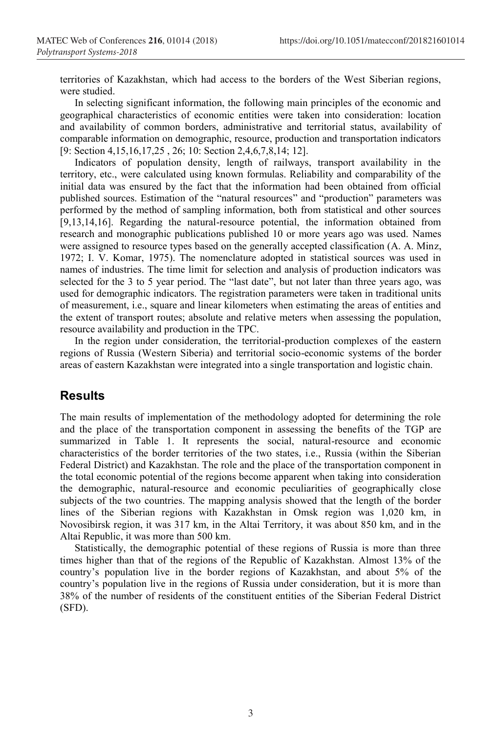territories of Kazakhstan, which had access to the borders of the West Siberian regions, were studied.

In selecting significant information, the following main principles of the economic and geographical characteristics of economic entities were taken into consideration: location and availability of common borders, administrative and territorial status, availability of comparable information on demographic, resource, production and transportation indicators [9: Section 4,15,16,17,25 , 26; 10: Section 2,4,6,7,8,14; 12].

Indicators of population density, length of railways, transport availability in the territory, etc., were calculated using known formulas. Reliability and comparability of the initial data was ensured by the fact that the information had been obtained from official published sources. Estimation of the "natural resources" and "production" parameters was performed by the method of sampling information, both from statistical and other sources [9,13,14,16]. Regarding the natural-resource potential, the information obtained from research and monographic publications published 10 or more years ago was used. Names were assigned to resource types based on the generally accepted classification (A. A. Minz, 1972; I. V. Komar, 1975). The nomenclature adopted in statistical sources was used in names of industries. The time limit for selection and analysis of production indicators was selected for the 3 to 5 year period. The "last date", but not later than three years ago, was used for demographic indicators. The registration parameters were taken in traditional units of measurement, i.e., square and linear kilometers when estimating the areas of entities and the extent of transport routes; absolute and relative meters when assessing the population, resource availability and production in the TPC.

In the region under consideration, the territorial-production complexes of the eastern regions of Russia (Western Siberia) and territorial socio-economic systems of the border areas of eastern Kazakhstan were integrated into a single transportation and logistic chain.

## Results

The main results of implementation of the methodology adopted for determining the role and the place of the transportation component in assessing the benefits of the TGP are summarized in Table 1. It represents the social, natural-resource and economic characteristics of the border territories of the two states, i.e., Russia (within the Siberian Federal District) and Kazakhstan. The role and the place of the transportation component in the total economic potential of the regions become apparent when taking into consideration the demographic, natural-resource and economic peculiarities of geographically close subjects of the two countries. The mapping analysis showed that the length of the border lines of the Siberian regions with Kazakhstan in Omsk region was 1,020 km, in Novosibirsk region, it was 317 km, in the Altai Territory, it was about 850 km, and in the Altai Republic, it was more than 500 km.

Statistically, the demographic potential of these regions of Russia is more than three times higher than that of the regions of the Republic of Kazakhstan. Almost 13% of the country's population live in the border regions of Kazakhstan, and about 5% of the country's population live in the regions of Russia under consideration, but it is more than 38% of the number of residents of the constituent entities of the Siberian Federal District (SFD).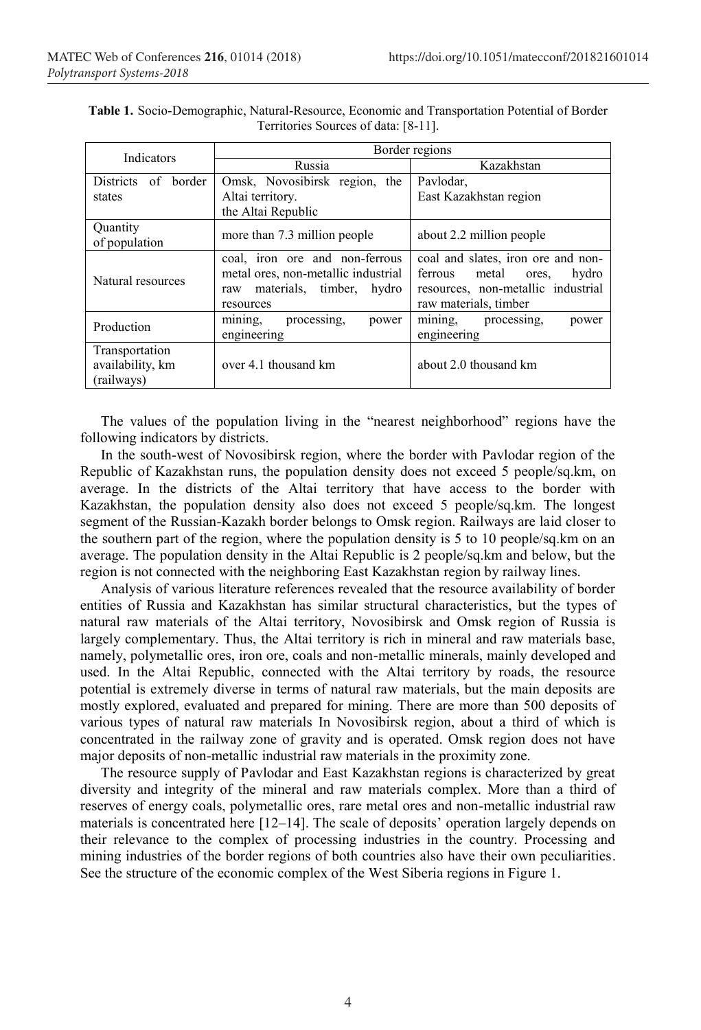**Table 1.** Socio-Demographic, Natural-Resource, Economic and Transportation Potential of Border Territories Sources of data: [8-11].

| Indicators | Border regions | |
|---|---|---|
| | Russia | Kazakhstan |
| Districts of border states | Omsk, Novosibirsk region, the Altai territory. the Altai Republic | Pavlodar, East Kazakhstan region |
| Quantity of population | more than 7.3 million people | about 2.2 million people |
| Natural resources | coal, iron ore and non-ferrous metal ores, non-metallic industrial raw materials, timber, hydro resources | coal and slates, iron ore and non-ferrous metal ores, hydro resources, non-metallic industrial raw materials, timber |
| Production | mining, processing, power engineering | mining, processing, power engineering |
| Transportation availability, km (railways) | over 4.1 thousand km | about 2.0 thousand km |

The values of the population living in the "nearest neighborhood" regions have the following indicators by districts.

In the south-west of Novosibirsk region, where the border with Pavlodar region of the Republic of Kazakhstan runs, the population density does not exceed 5 people/sq.km, on average. In the districts of the Altai territory that have access to the border with Kazakhstan, the population density also does not exceed 5 people/sq.km. The longest segment of the Russian-Kazakh border belongs to Omsk region. Railways are laid closer to the southern part of the region, where the population density is 5 to 10 people/sq.km on an average. The population density in the Altai Republic is 2 people/sq.km and below, but the region is not connected with the neighboring East Kazakhstan region by railway lines.

Analysis of various literature references revealed that the resource availability of border entities of Russia and Kazakhstan has similar structural characteristics, but the types of natural raw materials of the Altai territory, Novosibirsk and Omsk region of Russia is largely complementary. Thus, the Altai territory is rich in mineral and raw materials base, namely, polymetallic ores, iron ore, coals and non-metallic minerals, mainly developed and used. In the Altai Republic, connected with the Altai territory by roads, the resource potential is extremely diverse in terms of natural raw materials, but the main deposits are mostly explored, evaluated and prepared for mining. There are more than 500 deposits of various types of natural raw materials In Novosibirsk region, about a third of which is concentrated in the railway zone of gravity and is operated. Omsk region does not have major deposits of non-metallic industrial raw materials in the proximity zone.

The resource supply of Pavlodar and East Kazakhstan regions is characterized by great diversity and integrity of the mineral and raw materials complex. More than a third of reserves of energy coals, polymetallic ores, rare metal ores and non-metallic industrial raw materials is concentrated here [12–14]. The scale of deposits' operation largely depends on their relevance to the complex of processing industries in the country. Processing and mining industries of the border regions of both countries also have their own peculiarities. See the structure of the economic complex of the West Siberia regions in Figure 1.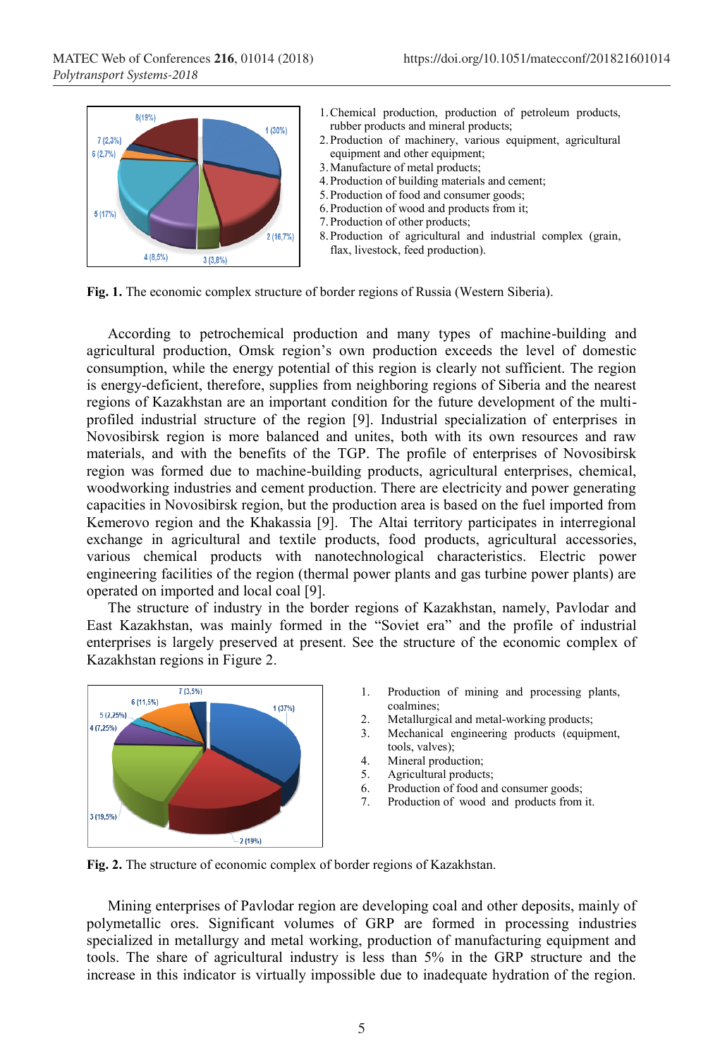1. Chemical production, production of petroleum products, rubber products and mineral products;
2. Production of machinery, various equipment, agricultural equipment and other equipment;
3. Manufacture of metal products;
4. Production of building materials and cement;
5. Production of food and consumer goods;
6. Production of wood and products from it;
7. Production of other products;
8. Production of agricultural and industrial complex (grain, flax, livestock, feed production).

**Fig. 1.** The economic complex structure of border regions of Russia (Western Siberia).

According to petrochemical production and many types of machine-building and agricultural production, Omsk region's own production exceeds the level of domestic consumption, while the energy potential of this region is clearly not sufficient. The region is energy-deficient, therefore, supplies from neighboring regions of Siberia and the nearest regions of Kazakhstan are an important condition for the future development of the multi-profiled industrial structure of the region [9]. Industrial specialization of enterprises in Novosibirsk region is more balanced and unites, both with its own resources and raw materials, and with the benefits of the TGP. The profile of enterprises of Novosibirsk region was formed due to machine-building products, agricultural enterprises, chemical, woodworking industries and cement production. There are electricity and power generating capacities in Novosibirsk region, but the production area is based on the fuel imported from Kemerovo region and the Khakassia [9]. The Altai territory participates in interregional exchange in agricultural and textile products, food products, agricultural accessories, various chemical products with nanotechnological characteristics. Electric power engineering facilities of the region (thermal power plants and gas turbine power plants) are operated on imported and local coal [9].

The structure of industry in the border regions of Kazakhstan, namely, Pavlodar and East Kazakhstan, was mainly formed in the "Soviet era" and the profile of industrial enterprises is largely preserved at present. See the structure of the economic complex of Kazakhstan regions in Figure 2.

1. Production of mining and processing plants, coalmines;
2. Metallurgical and metal-working products;
3. Mechanical engineering products (equipment, tools, valves);
4. Mineral production;
5. Agricultural products;
6. Production of food and consumer goods;
7. Production of wood and products from it.

**Fig. 2.** The structure of economic complex of border regions of Kazakhstan.

Mining enterprises of Pavlodar region are developing coal and other deposits, mainly of polymetallic ores. Significant volumes of GRP are formed in processing industries specialized in metallurgy and metal working, production of manufacturing equipment and tools. The share of agricultural industry is less than 5% in the GRP structure and the increase in this indicator is virtually impossible due to inadequate hydration of the region.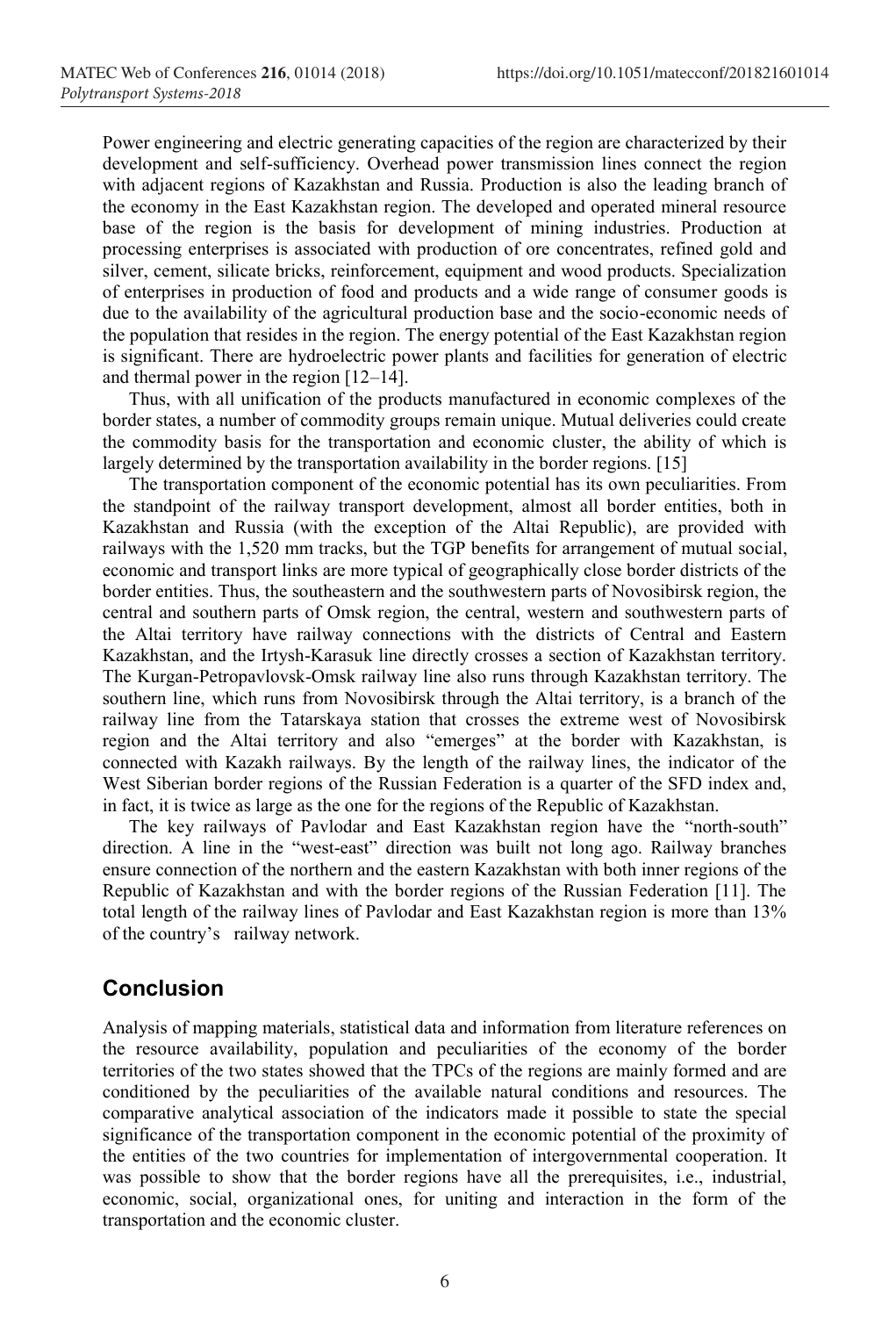Power engineering and electric generating capacities of the region are characterized by their development and self-sufficiency. Overhead power transmission lines connect the region with adjacent regions of Kazakhstan and Russia. Production is also the leading branch of the economy in the East Kazakhstan region. The developed and operated mineral resource base of the region is the basis for development of mining industries. Production at processing enterprises is associated with production of ore concentrates, refined gold and silver, cement, silicate bricks, reinforcement, equipment and wood products. Specialization of enterprises in production of food and products and a wide range of consumer goods is due to the availability of the agricultural production base and the socio-economic needs of the population that resides in the region. The energy potential of the East Kazakhstan region is significant. There are hydroelectric power plants and facilities for generation of electric and thermal power in the region [12–14].

Thus, with all unification of the products manufactured in economic complexes of the border states, a number of commodity groups remain unique. Mutual deliveries could create the commodity basis for the transportation and economic cluster, the ability of which is largely determined by the transportation availability in the border regions. [15]

The transportation component of the economic potential has its own peculiarities. From the standpoint of the railway transport development, almost all border entities, both in Kazakhstan and Russia (with the exception of the Altai Republic), are provided with railways with the 1,520 mm tracks, but the TGP benefits for arrangement of mutual social, economic and transport links are more typical of geographically close border districts of the border entities. Thus, the southeastern and the southwestern parts of Novosibirsk region, the central and southern parts of Omsk region, the central, western and southwestern parts of the Altai territory have railway connections with the districts of Central and Eastern Kazakhstan, and the Irtysh-Karasuk line directly crosses a section of Kazakhstan territory. The Kurgan-Petropavlovsk-Omsk railway line also runs through Kazakhstan territory. The southern line, which runs from Novosibirsk through the Altai territory, is a branch of the railway line from the Tatarskaya station that crosses the extreme west of Novosibirsk region and the Altai territory and also "emerges" at the border with Kazakhstan, is connected with Kazakh railways. By the length of the railway lines, the indicator of the West Siberian border regions of the Russian Federation is a quarter of the SFD index and, in fact, it is twice as large as the one for the regions of the Republic of Kazakhstan.

The key railways of Pavlodar and East Kazakhstan region have the "north-south" direction. A line in the "west-east" direction was built not long ago. Railway branches ensure connection of the northern and the eastern Kazakhstan with both inner regions of the Republic of Kazakhstan and with the border regions of the Russian Federation [11]. The total length of the railway lines of Pavlodar and East Kazakhstan region is more than 13% of the country's railway network.

## Conclusion

Analysis of mapping materials, statistical data and information from literature references on the resource availability, population and peculiarities of the economy of the border territories of the two states showed that the TPCs of the regions are mainly formed and are conditioned by the peculiarities of the available natural conditions and resources. The comparative analytical association of the indicators made it possible to state the special significance of the transportation component in the economic potential of the proximity of the entities of the two countries for implementation of intergovernmental cooperation. It was possible to show that the border regions have all the prerequisites, i.e., industrial, economic, social, organizational ones, for uniting and interaction in the form of the transportation and the economic cluster.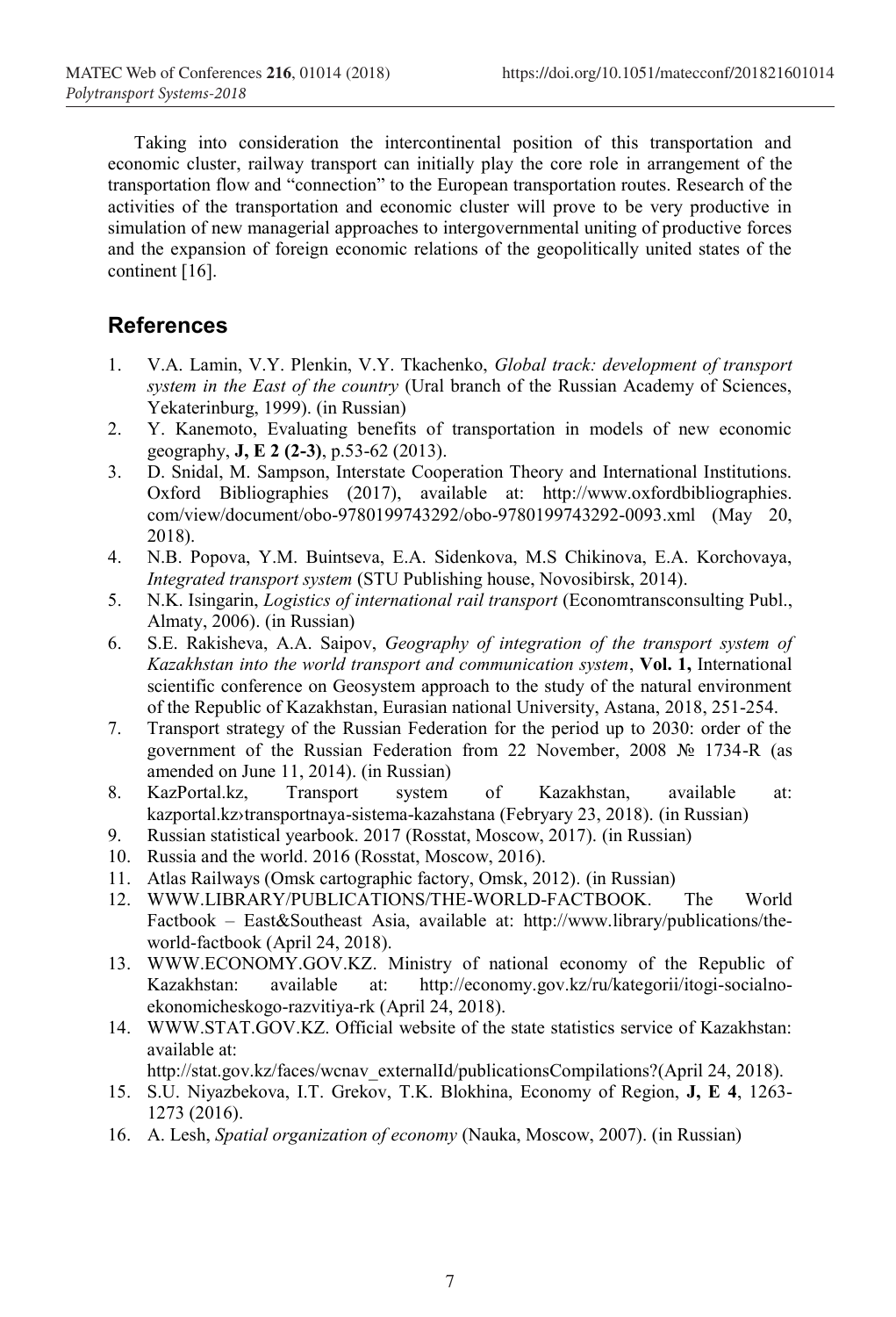Taking into consideration the intercontinental position of this transportation and economic cluster, railway transport can initially play the core role in arrangement of the transportation flow and "connection" to the European transportation routes. Research of the activities of the transportation and economic cluster will prove to be very productive in simulation of new managerial approaches to intergovernmental uniting of productive forces and the expansion of foreign economic relations of the geopolitically united states of the continent [16].

## References

1. V.A. Lamin, V.Y. Plenkin, V.Y. Tkachenko, *Global track: development of transport system in the East of the country* (Ural branch of the Russian Academy of Sciences, Yekaterinburg, 1999). (in Russian)
2. Y. Kanemoto, Evaluating benefits of transportation in models of new economic geography, **J, E 2 (2-3)**, p.53-62 (2013).
3. D. Snidal, M. Sampson, Interstate Cooperation Theory and International Institutions. Oxford Bibliographies (2017), available at: http://www.oxfordbibliographies.com/view/document/obo-9780199743292/obo-9780199743292-0093.xml (May 20, 2018).
4. N.B. Popova, Y.M. Buintseva, E.A. Sidenkova, M.S Chikinova, E.A. Korchovaya, *Integrated transport system* (STU Publishing house, Novosibirsk, 2014).
5. N.K. Isingarin, *Logistics of international rail transport* (Economtransconsulting Publ., Almaty, 2006). (in Russian)
6. S.E. Rakisheva, A.A. Saipov, *Geography of integration of the transport system of Kazakhstan into the world transport and communication system*, **Vol. 1,** International scientific conference on Geosystem approach to the study of the natural environment of the Republic of Kazakhstan, Eurasian national University, Astana, 2018, 251-254.
7. Transport strategy of the Russian Federation for the period up to 2030: order of the government of the Russian Federation from 22 November, 2008 № 1734-R (as amended on June 11, 2014). (in Russian)
8. KazPortal.kz, Transport system of Kazakhstan, available at: kazportal.kz›transportnaya-sistema-kazahstana (Febryary 23, 2018). (in Russian)
9. Russian statistical yearbook. 2017 (Rosstat, Moscow, 2017). (in Russian)
10. Russia and the world. 2016 (Rosstat, Moscow, 2016).
11. Atlas Railways (Omsk cartographic factory, Omsk, 2012). (in Russian)
12. WWW.LIBRARY/PUBLICATIONS/THE-WORLD-FACTBOOK. The World Factbook – East&Southeast Asia, available at: http://www.library/publications/the-world-factbook (April 24, 2018).
13. WWW.ECONOMY.GOV.KZ. Ministry of national economy of the Republic of Kazakhstan: available at: http://economy.gov.kz/ru/kategorii/itogi-socialno-ekonomicheskogo-razvitiya-rk (April 24, 2018).
14. WWW.STAT.GOV.KZ. Official website of the state statistics service of Kazakhstan: available at: http://stat.gov.kz/faces/wcnav_externalId/publicationsCompilations?(April 24, 2018).
15. S.U. Niyazbekova, I.T. Grekov, T.K. Blokhina, Economy of Region, **J, E 4**, 1263-1273 (2016).
16. A. Lesh, *Spatial organization of economy* (Nauka, Moscow, 2007). (in Russian)